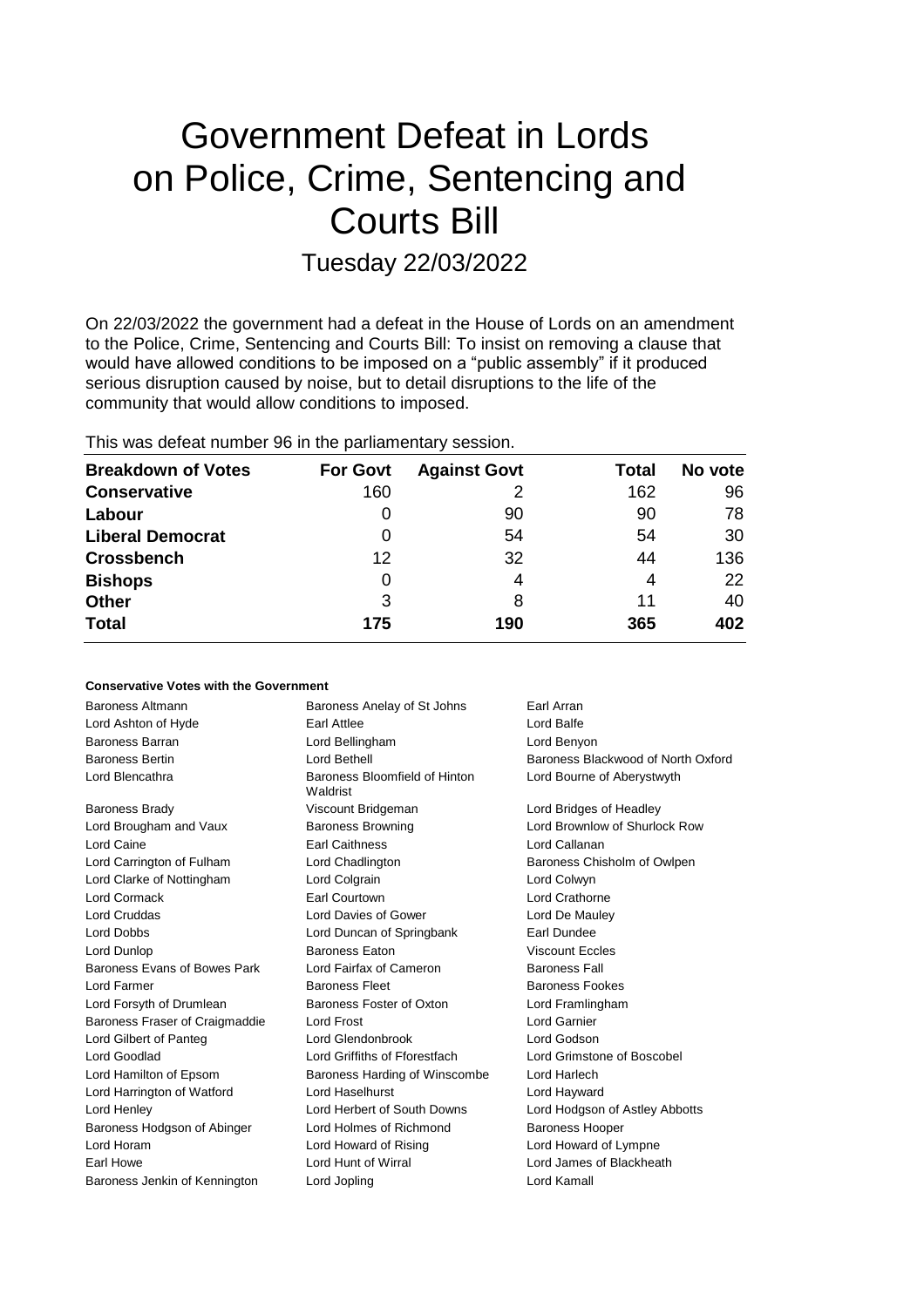# Government Defeat in Lords on Police, Crime, Sentencing and Courts Bill

Tuesday 22/03/2022

On 22/03/2022 the government had a defeat in the House of Lords on an amendment to the Police, Crime, Sentencing and Courts Bill: To insist on removing a clause that would have allowed conditions to be imposed on a "public assembly" if it produced serious disruption caused by noise, but to detail disruptions to the life of the community that would allow conditions to imposed.

This was defeat number 96 in the parliamentary session.

| Breakdown of Votes | For Govt | Against Govt | Total | No vote |
|---|---|---|---|---|
| Conservative | 160 | 2 | 162 | 96 |
| Labour | 0 | 90 | 90 | 78 |
| Liberal Democrat | 0 | 54 | 54 | 30 |
| Crossbench | 12 | 32 | 44 | 136 |
| Bishops | 0 | 4 | 4 | 22 |
| Other | 3 | 8 | 11 | 40 |
| Total | 175 | 190 | 365 | 402 |

**Conservative Votes with the Government**

| | | |
|---|---|---|
| Baroness Altmann | Baroness Anelay of St Johns | Earl Arran |
| Lord Ashton of Hyde | Earl Attlee | Lord Balfe |
| Baroness Barran | Lord Bellingham | Lord Benyon |
| Baroness Bertin | Lord Bethell | Baroness Blackwood of North Oxford |
| Lord Blencathra | Baroness Bloomfield of Hinton Waldrist | Lord Bourne of Aberystwyth |
| Baroness Brady | Viscount Bridgeman | Lord Bridges of Headley |
| Lord Brougham and Vaux | Baroness Browning | Lord Brownlow of Shurlock Row |
| Lord Caine | Earl Caithness | Lord Callanan |
| Lord Carrington of Fulham | Lord Chadlington | Baroness Chisholm of Owlpen |
| Lord Clarke of Nottingham | Lord Colgrain | Lord Colwyn |
| Lord Cormack | Earl Courtown | Lord Crathorne |
| Lord Cruddas | Lord Davies of Gower | Lord De Mauley |
| Lord Dobbs | Lord Duncan of Springbank | Earl Dundee |
| Lord Dunlop | Baroness Eaton | Viscount Eccles |
| Baroness Evans of Bowes Park | Lord Fairfax of Cameron | Baroness Fall |
| Lord Farmer | Baroness Fleet | Baroness Fookes |
| Lord Forsyth of Drumlean | Baroness Foster of Oxton | Lord Framlingham |
| Baroness Fraser of Craigmaddie | Lord Frost | Lord Garnier |
| Lord Gilbert of Panteg | Lord Glendonbrook | Lord Godson |
| Lord Goodlad | Lord Griffiths of Fforestfach | Lord Grimstone of Boscobel |
| Lord Hamilton of Epsom | Baroness Harding of Winscombe | Lord Harlech |
| Lord Harrington of Watford | Lord Haselhurst | Lord Hayward |
| Lord Henley | Lord Herbert of South Downs | Lord Hodgson of Astley Abbotts |
| Baroness Hodgson of Abinger | Lord Holmes of Richmond | Baroness Hooper |
| Lord Horam | Lord Howard of Rising | Lord Howard of Lympne |
| Earl Howe | Lord Hunt of Wirral | Lord James of Blackheath |
| Baroness Jenkin of Kennington | Lord Jopling | Lord Kamall |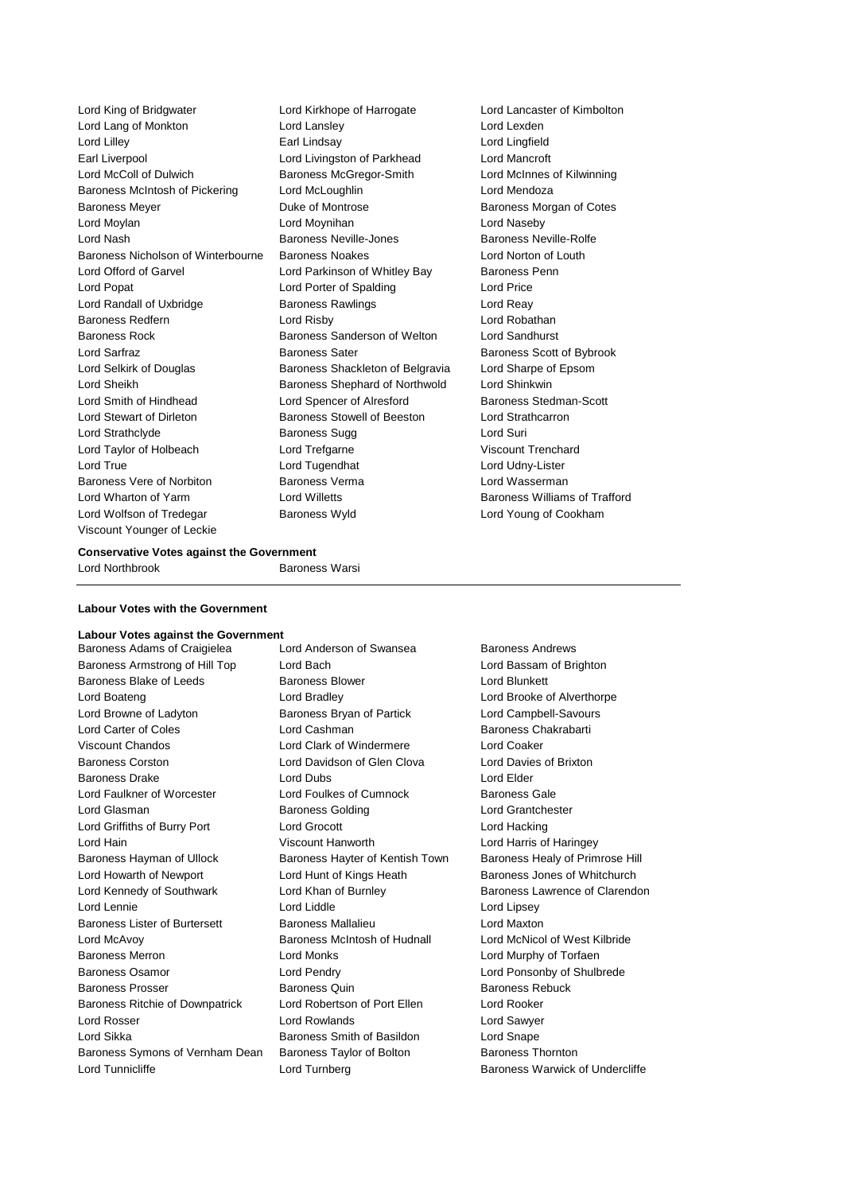Lord King of Bridgwater
Lord Kirkhope of Harrogate
Lord Lancaster of Kimbolton
Lord Lang of Monkton
Lord Lansley
Lord Lexden
Lord Lilley
Earl Lindsay
Lord Lingfield
Earl Liverpool
Lord Livingston of Parkhead
Lord Mancroft
Lord McColl of Dulwich
Baroness McGregor-Smith
Lord McInnes of Kilwinning
Baroness McIntosh of Pickering
Lord McLoughlin
Lord Mendoza
Baroness Meyer
Duke of Montrose
Baroness Morgan of Cotes
Lord Moylan
Lord Moynihan
Lord Naseby
Lord Nash
Baroness Neville-Jones
Baroness Neville-Rolfe
Baroness Nicholson of Winterbourne
Baroness Noakes
Lord Norton of Louth
Lord Offord of Garvel
Lord Parkinson of Whitley Bay
Baroness Penn
Lord Popat
Lord Porter of Spalding
Lord Price
Lord Randall of Uxbridge
Baroness Rawlings
Lord Reay
Baroness Redfern
Lord Risby
Lord Robathan
Baroness Rock
Baroness Sanderson of Welton
Lord Sandhurst
Lord Sarfraz
Baroness Sater
Baroness Scott of Bybrook
Lord Selkirk of Douglas
Baroness Shackleton of Belgravia
Lord Sharpe of Epsom
Lord Sheikh
Baroness Shephard of Northwold
Lord Shinkwin
Lord Smith of Hindhead
Lord Spencer of Alresford
Baroness Stedman-Scott
Lord Stewart of Dirleton
Baroness Stowell of Beeston
Lord Strathcarron
Lord Strathclyde
Baroness Sugg
Lord Suri
Lord Taylor of Holbeach
Lord Trefgarne
Viscount Trenchard
Lord True
Lord Tugendhat
Lord Udny-Lister
Baroness Vere of Norbiton
Baroness Verma
Lord Wasserman
Lord Wharton of Yarm
Lord Willetts
Baroness Williams of Trafford
Lord Wolfson of Tredegar
Baroness Wyld
Lord Young of Cookham
Viscount Younger of Leckie

**Conservative Votes against the Government**

Lord Northbrook
Baroness Warsi

---

**Labour Votes with the Government**

**Labour Votes against the Government**

Baroness Adams of Craigielea
Lord Anderson of Swansea
Baroness Andrews
Baroness Armstrong of Hill Top
Lord Bach
Lord Bassam of Brighton
Baroness Blake of Leeds
Baroness Blower
Lord Blunkett
Lord Boateng
Lord Bradley
Lord Brooke of Alverthorpe
Lord Browne of Ladyton
Baroness Bryan of Partick
Lord Campbell-Savours
Lord Carter of Coles
Lord Cashman
Baroness Chakrabarti
Viscount Chandos
Lord Clark of Windermere
Lord Coaker
Baroness Corston
Lord Davidson of Glen Clova
Lord Davies of Brixton
Baroness Drake
Lord Dubs
Lord Elder
Lord Faulkner of Worcester
Lord Foulkes of Cumnock
Baroness Gale
Lord Glasman
Baroness Golding
Lord Grantchester
Lord Griffiths of Burry Port
Lord Grocott
Lord Hacking
Lord Hain
Viscount Hanworth
Lord Harris of Haringey
Baroness Hayman of Ullock
Baroness Hayter of Kentish Town
Baroness Healy of Primrose Hill
Lord Howarth of Newport
Lord Hunt of Kings Heath
Baroness Jones of Whitchurch
Lord Kennedy of Southwark
Lord Khan of Burnley
Baroness Lawrence of Clarendon
Lord Lennie
Lord Liddle
Lord Lipsey
Baroness Lister of Burtersett
Baroness Mallalieu
Lord Maxton
Lord McAvoy
Baroness McIntosh of Hudnall
Lord McNicol of West Kilbride
Baroness Merron
Lord Monks
Lord Murphy of Torfaen
Baroness Osamor
Lord Pendry
Lord Ponsonby of Shulbrede
Baroness Prosser
Baroness Quin
Baroness Rebuck
Baroness Ritchie of Downpatrick
Lord Robertson of Port Ellen
Lord Rooker
Lord Rosser
Lord Rowlands
Lord Sawyer
Lord Sikka
Baroness Smith of Basildon
Lord Snape
Baroness Symons of Vernham Dean
Baroness Taylor of Bolton
Baroness Thornton
Lord Tunnicliffe
Lord Turnberg
Baroness Warwick of Undercliffe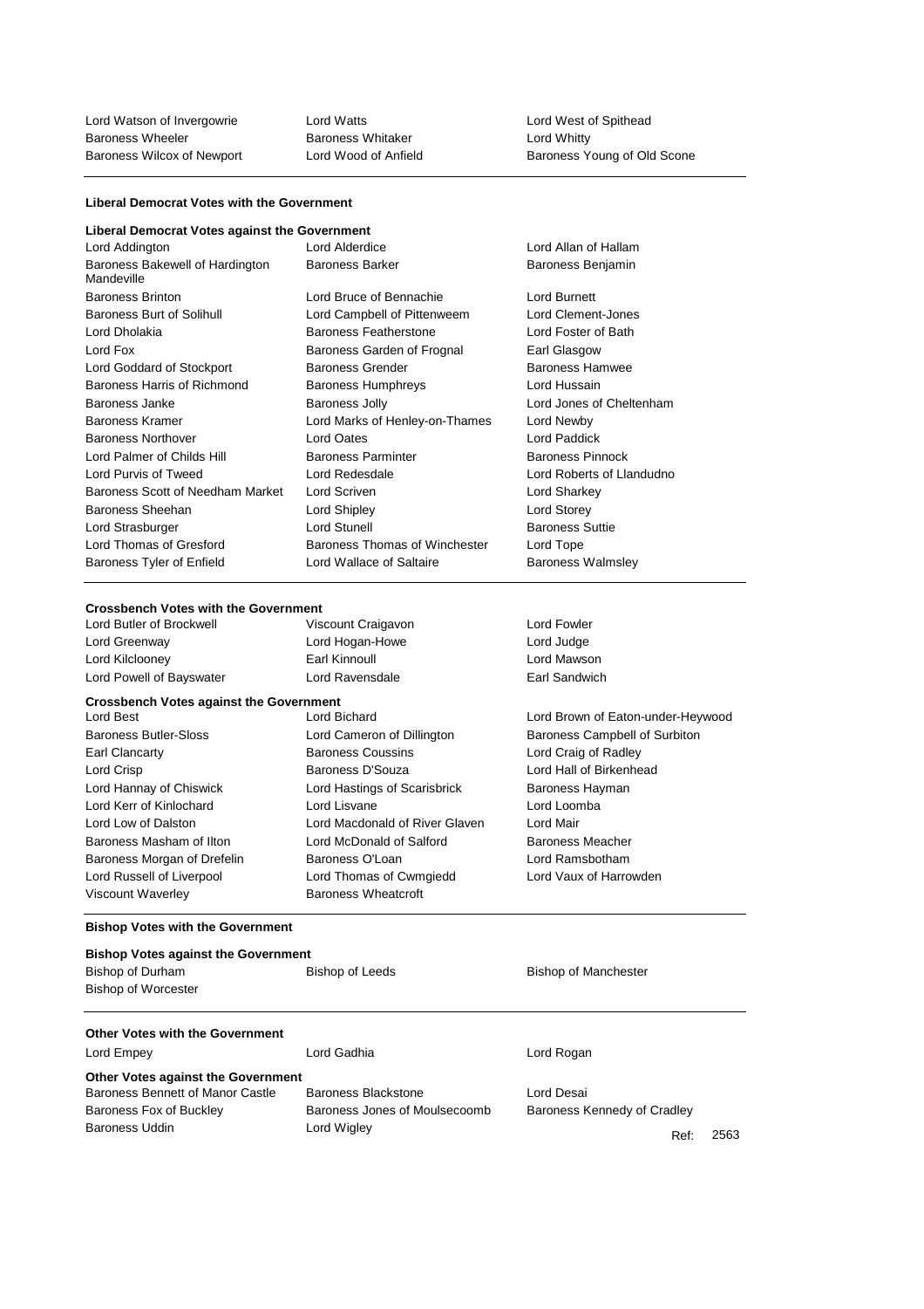Lord Watson of Invergowrie
Lord Watts
Lord West of Spithead
Baroness Wheeler
Baroness Whitaker
Lord Whitty
Baroness Wilcox of Newport
Lord Wood of Anfield
Baroness Young of Old Scone

**Liberal Democrat Votes with the Government**

**Liberal Democrat Votes against the Government**

Lord Addington
Lord Alderdice
Lord Allan of Hallam
Baroness Bakewell of Hardington Mandeville
Baroness Barker
Baroness Benjamin
Baroness Brinton
Lord Bruce of Bennachie
Lord Burnett
Baroness Burt of Solihull
Lord Campbell of Pittenweem
Lord Clement-Jones
Lord Dholakia
Baroness Featherstone
Lord Foster of Bath
Lord Fox
Baroness Garden of Frognal
Earl Glasgow
Lord Goddard of Stockport
Baroness Grender
Baroness Hamwee
Baroness Harris of Richmond
Baroness Humphreys
Lord Hussain
Baroness Janke
Baroness Jolly
Lord Jones of Cheltenham
Baroness Kramer
Lord Marks of Henley-on-Thames
Lord Newby
Baroness Northover
Lord Oates
Lord Paddick
Lord Palmer of Childs Hill
Baroness Parminter
Baroness Pinnock
Lord Purvis of Tweed
Lord Redesdale
Lord Roberts of Llandudno
Baroness Scott of Needham Market
Lord Scriven
Lord Sharkey
Baroness Sheehan
Lord Shipley
Lord Storey
Lord Strasburger
Lord Stunell
Baroness Suttie
Lord Thomas of Gresford
Baroness Thomas of Winchester
Lord Tope
Baroness Tyler of Enfield
Lord Wallace of Saltaire
Baroness Walmsley

**Crossbench Votes with the Government**

Lord Butler of Brockwell
Viscount Craigavon
Lord Fowler
Lord Greenway
Lord Hogan-Howe
Lord Judge
Lord Kilclooney
Earl Kinnoull
Lord Mawson
Lord Powell of Bayswater
Lord Ravensdale
Earl Sandwich

**Crossbench Votes against the Government**

Lord Best
Lord Bichard
Lord Brown of Eaton-under-Heywood
Baroness Butler-Sloss
Lord Cameron of Dillington
Baroness Campbell of Surbiton
Earl Clancarty
Baroness Coussins
Lord Craig of Radley
Lord Crisp
Baroness D'Souza
Lord Hall of Birkenhead
Lord Hannay of Chiswick
Lord Hastings of Scarisbrick
Baroness Hayman
Lord Kerr of Kinlochard
Lord Lisvane
Lord Loomba
Lord Low of Dalston
Lord Macdonald of River Glaven
Lord Mair
Baroness Masham of Ilton
Lord McDonald of Salford
Baroness Meacher
Baroness Morgan of Drefelin
Baroness O'Loan
Lord Ramsbotham
Lord Russell of Liverpool
Lord Thomas of Cwmgiedd
Lord Vaux of Harrowden
Viscount Waverley
Baroness Wheatcroft

**Bishop Votes with the Government**

**Bishop Votes against the Government**

Bishop of Durham
Bishop of Leeds
Bishop of Manchester
Bishop of Worcester

**Other Votes with the Government**

Lord Empey
Lord Gadhia
Lord Rogan

**Other Votes against the Government**

Baroness Bennett of Manor Castle
Baroness Blackstone
Lord Desai
Baroness Fox of Buckley
Baroness Jones of Moulsecoomb
Baroness Kennedy of Cradley
Baroness Uddin
Lord Wigley

Ref: 2563